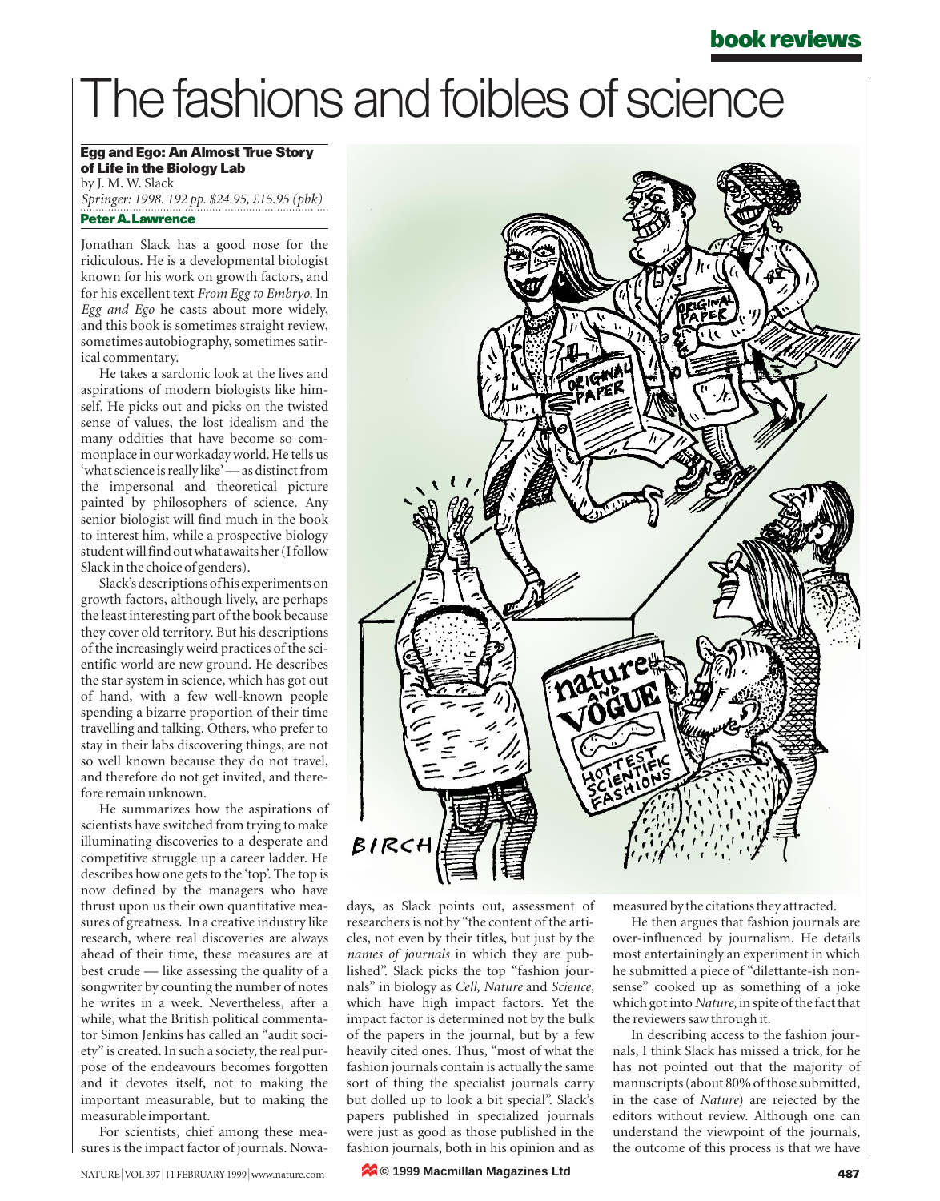# The fashions and foibles of science

**Egg and Ego: An Almost True Story of Life in the Biology Lab**
by J. M. W. Slack
*Springer: 1998. 192 pp. $24.95, £15.95 (pbk)*

**Peter A. Lawrence**

Jonathan Slack has a good nose for the ridiculous. He is a developmental biologist known for his work on growth factors, and for his excellent text *From Egg to Embryo*. In *Egg and Ego* he casts about more widely, and this book is sometimes straight review, sometimes autobiography, sometimes satirical commentary.

He takes a sardonic look at the lives and aspirations of modern biologists like himself. He picks out and picks on the twisted sense of values, the lost idealism and the many oddities that have become so commonplace in our workaday world. He tells us 'what science is really like' — as distinct from the impersonal and theoretical picture painted by philosophers of science. Any senior biologist will find much in the book to interest him, while a prospective biology student will find out what awaits her (I follow Slack in the choice of genders).

Slack's descriptions of his experiments on growth factors, although lively, are perhaps the least interesting part of the book because they cover old territory. But his descriptions of the increasingly weird practices of the scientific world are new ground. He describes the star system in science, which has got out of hand, with a few well-known people spending a bizarre proportion of their time travelling and talking. Others, who prefer to stay in their labs discovering things, are not so well known because they do not travel, and therefore do not get invited, and therefore remain unknown.

He summarizes how the aspirations of scientists have switched from trying to make illuminating discoveries to a desperate and competitive struggle up a career ladder. He describes how one gets to the 'top'. The top is now defined by the managers who have thrust upon us their own quantitative measures of greatness. In a creative industry like research, where real discoveries are always ahead of their time, these measures are at best crude — like assessing the quality of a songwriter by counting the number of notes he writes in a week. Nevertheless, after a while, what the British political commentator Simon Jenkins has called an "audit society" is created. In such a society, the real purpose of the endeavours becomes forgotten and it devotes itself, not to making the important measurable, but to making the measurable important.

For scientists, chief among these measures is the impact factor of journals. Nowadays, as Slack points out, assessment of researchers is not by "the content of the articles, not even by their titles, but just by the *names of journals* in which they are published". Slack picks the top "fashion journals" in biology as *Cell*, *Nature* and *Science*, which have high impact factors. Yet the impact factor is determined not by the bulk of the papers in the journal, but by a few heavily cited ones. Thus, "most of what the fashion journals contain is actually the same sort of thing the specialist journals carry but dolled up to look a bit special". Slack's papers published in specialized journals were just as good as those published in the fashion journals, both in his opinion and as measured by the citations they attracted.

He then argues that fashion journals are over-influenced by journalism. He details most entertainingly an experiment in which he submitted a piece of "dilettante-ish nonsense" cooked up as something of a joke which got into *Nature*, in spite of the fact that the reviewers saw through it.

In describing access to the fashion journals, I think Slack has missed a trick, for he has not pointed out that the majority of manuscripts (about 80% of those submitted, in the case of *Nature*) are rejected by the editors without review. Although one can understand the viewpoint of the journals, the outcome of this process is that we have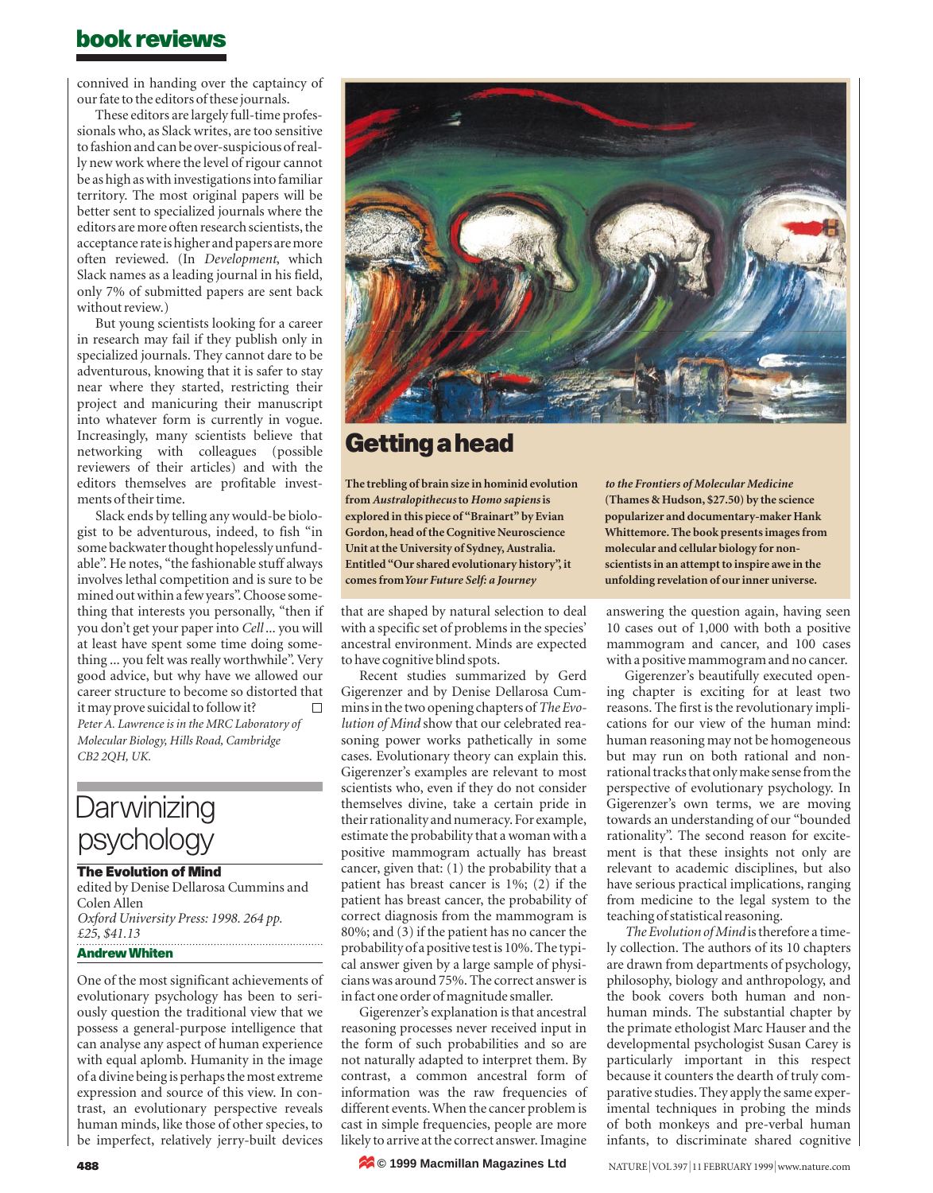connived in handing over the captaincy of our fate to the editors of these journals.

These editors are largely full-time professionals who, as Slack writes, are too sensitive to fashion and can be over-suspicious of really new work where the level of rigour cannot be as high as with investigations into familiar territory. The most original papers will be better sent to specialized journals where the editors are more often research scientists, the acceptance rate is higher and papers are more often reviewed. (In *Development*, which Slack names as a leading journal in his field, only 7% of submitted papers are sent back without review.)

But young scientists looking for a career in research may fail if they publish only in specialized journals. They cannot dare to be adventurous, knowing that it is safer to stay near where they started, restricting their project and manicuring their manuscript into whatever form is currently in vogue. Increasingly, many scientists believe that networking with colleagues (possible reviewers of their articles) and with the editors themselves are profitable investments of their time.

Slack ends by telling any would-be biologist to be adventurous, indeed, to fish "in some backwater thought hopelessly unfundable". He notes, "the fashionable stuff always involves lethal competition and is sure to be mined out within a few years". Choose something that interests you personally, "then if you don't get your paper into *Cell* ... you will at least have spent some time doing something ... you felt was really worthwhile". Very good advice, but why have we allowed our career structure to become so distorted that it may prove suicidal to follow it?

*Peter A. Lawrence is in the MRC Laboratory of Molecular Biology, Hills Road, Cambridge CB2 2QH, UK.*

## Getting a head

**The trebling of brain size in hominid evolution from *Australopithecus* to *Homo sapiens* is explored in this piece of "Brainart" by Evian Gordon, head of the Cognitive Neuroscience Unit at the University of Sydney, Australia. Entitled "Our shared evolutionary history", it comes from *Your Future Self: a Journey to the Frontiers of Molecular Medicine* (Thames & Hudson, $27.50) by the science popularizer and documentary-maker Hank Whittemore. The book presents images from molecular and cellular biology for non-scientists in an attempt to inspire awe in the unfolding revelation of our inner universe.**

# Darwinizing psychology

**The Evolution of Mind**
edited by Denise Dellarosa Cummins and Colen Allen
*Oxford University Press: 1998. 264 pp. £25, $41.13*

**Andrew Whiten**

One of the most significant achievements of evolutionary psychology has been to seriously question the traditional view that we possess a general-purpose intelligence that can analyse any aspect of human experience with equal aplomb. Humanity in the image of a divine being is perhaps the most extreme expression and source of this view. In contrast, an evolutionary perspective reveals human minds, like those of other species, to be imperfect, relatively jerry-built devices that are shaped by natural selection to deal with a specific set of problems in the species' ancestral environment. Minds are expected to have cognitive blind spots.

Recent studies summarized by Gerd Gigerenzer and by Denise Dellarosa Cummins in the two opening chapters of *The Evolution of Mind* show that our celebrated reasoning power works pathetically in some cases. Evolutionary theory can explain this. Gigerenzer's examples are relevant to most scientists who, even if they do not consider themselves divine, take a certain pride in their rationality and numeracy. For example, estimate the probability that a woman with a positive mammogram actually has breast cancer, given that: (1) the probability that a patient has breast cancer is 1%; (2) if the patient has breast cancer, the probability of correct diagnosis from the mammogram is 80%; and (3) if the patient has no cancer the probability of a positive test is 10%. The typical answer given by a large sample of physicians was around 75%. The correct answer is in fact one order of magnitude smaller.

Gigerenzer's explanation is that ancestral reasoning processes never received input in the form of such probabilities and so are not naturally adapted to interpret them. By contrast, a common ancestral form of information was the raw frequencies of different events. When the cancer problem is cast in simple frequencies, people are more likely to arrive at the correct answer. Imagine answering the question again, having seen 10 cases out of 1,000 with both a positive mammogram and cancer, and 100 cases with a positive mammogram and no cancer.

Gigerenzer's beautifully executed opening chapter is exciting for at least two reasons. The first is the revolutionary implications for our view of the human mind: human reasoning may not be homogeneous but may run on both rational and non-rational tracks that only make sense from the perspective of evolutionary psychology. In Gigerenzer's own terms, we are moving towards an understanding of our "bounded rationality". The second reason for excitement is that these insights not only are relevant to academic disciplines, but also have serious practical implications, ranging from medicine to the legal system to the teaching of statistical reasoning.

*The Evolution of Mind* is therefore a timely collection. The authors of its 10 chapters are drawn from departments of psychology, philosophy, biology and anthropology, and the book covers both human and non-human minds. The substantial chapter by the primate ethologist Marc Hauser and the developmental psychologist Susan Carey is particularly important in this respect because it counters the dearth of truly comparative studies. They apply the same experimental techniques in probing the minds of both monkeys and pre-verbal human infants, to discriminate shared cognitive